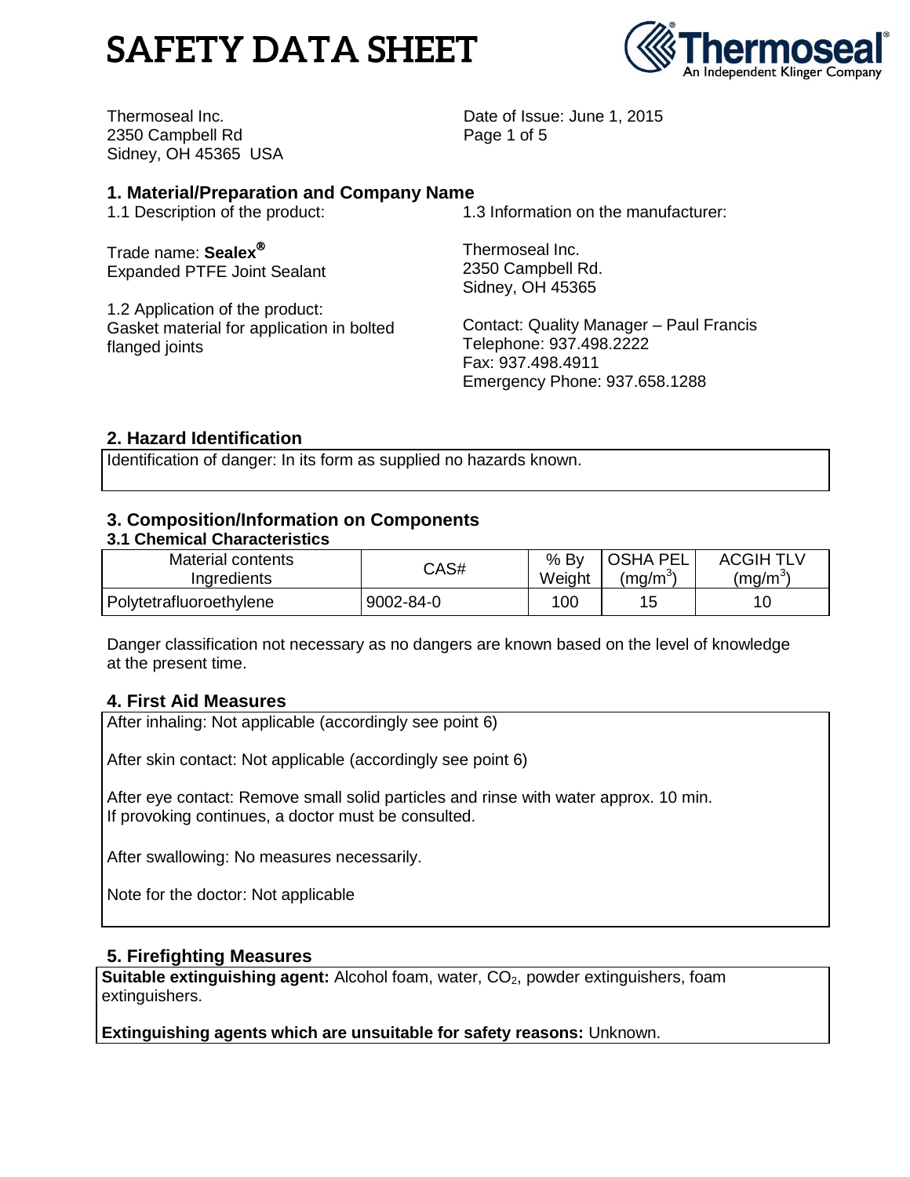# SAFETY DATA SHEET

Thermoseal Inc.
2350 Campbell Rd
Sidney, OH 45365 USA

Date of Issue: June 1, 2015

## 1. Material/Preparation and Company Name

1.1 Description of the product:

Trade name: **Sealex®**
Expanded PTFE Joint Sealant

1.2 Application of the product:
Gasket material for application in bolted flanged joints

1.3 Information on the manufacturer:

Thermoseal Inc.
2350 Campbell Rd.
Sidney, OH 45365

Contact: Quality Manager – Paul Francis
Telephone: 937.498.2222
Fax: 937.498.4911
Emergency Phone: 937.658.1288

## 2. Hazard Identification

Identification of danger: In its form as supplied no hazards known.

## 3. Composition/Information on Components

### 3.1 Chemical Characteristics

| Material contents Ingredients | CAS# | % By Weight | OSHA PEL ($mg/m^3$) | ACGIH TLV ($mg/m^3$) |
|---|---|---|---|---|
| Polytetrafluoroethylene | 9002-84-0 | 100 | 15 | 10 |

Danger classification not necessary as no dangers are known based on the level of knowledge at the present time.

## 4. First Aid Measures

After inhaling: Not applicable (accordingly see point 6)

After skin contact: Not applicable (accordingly see point 6)

After eye contact: Remove small solid particles and rinse with water approx. 10 min. If provoking continues, a doctor must be consulted.

After swallowing: No measures necessarily.

Note for the doctor: Not applicable

## 5. Firefighting Measures

**Suitable extinguishing agent:** Alcohol foam, water, $CO_2$, powder extinguishers, foam extinguishers.

**Extinguishing agents which are unsuitable for safety reasons:** Unknown.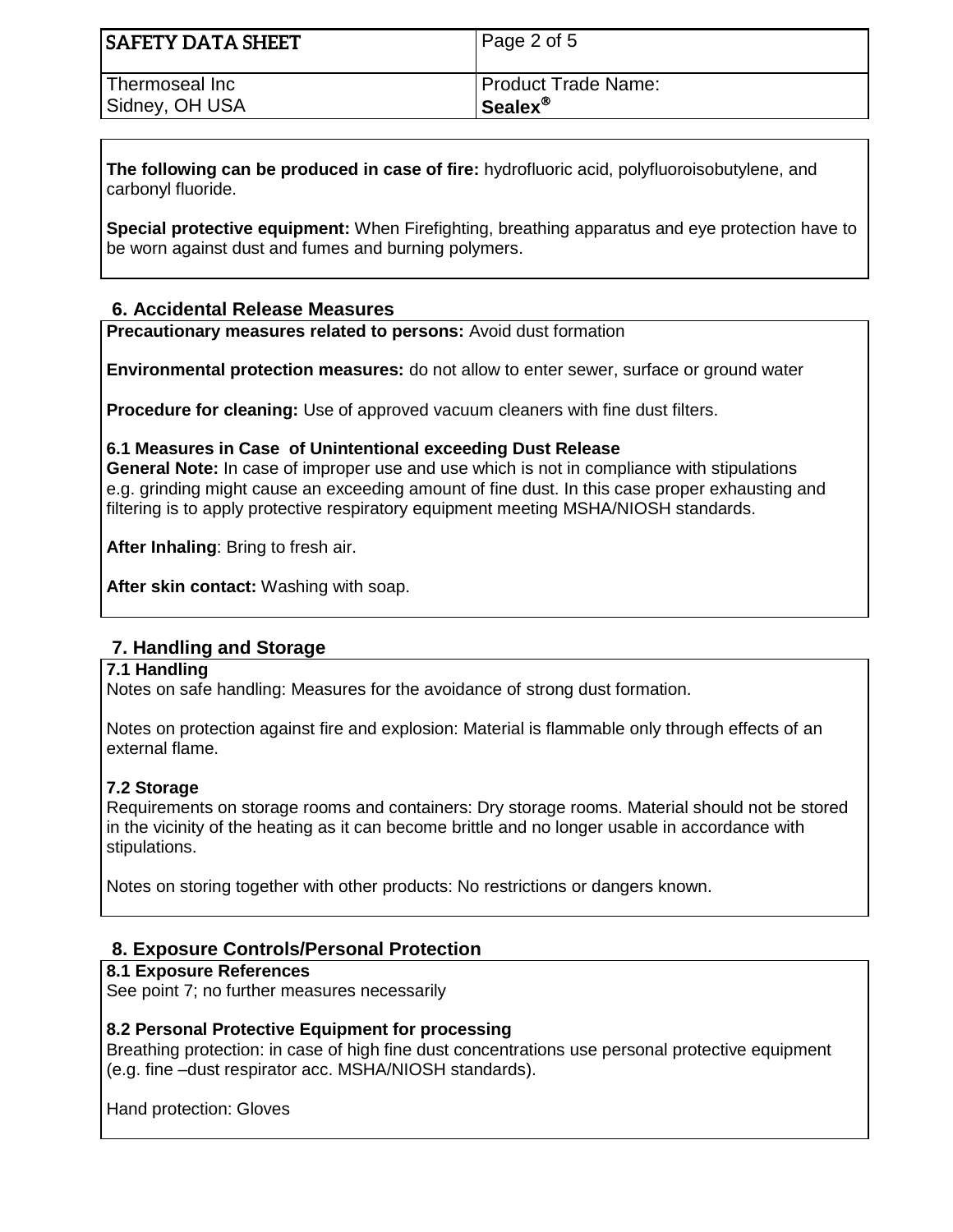**The following can be produced in case of fire:** hydrofluoric acid, polyfluoroisobutylene, and carbonyl fluoride.

**Special protective equipment:** When Firefighting, breathing apparatus and eye protection have to be worn against dust and fumes and burning polymers.

## 6. Accidental Release Measures

**Precautionary measures related to persons:** Avoid dust formation

**Environmental protection measures:** do not allow to enter sewer, surface or ground water

**Procedure for cleaning:** Use of approved vacuum cleaners with fine dust filters.

### 6.1 Measures in Case of Unintentional exceeding Dust Release

**General Note:** In case of improper use and use which is not in compliance with stipulations e.g. grinding might cause an exceeding amount of fine dust. In this case proper exhausting and filtering is to apply protective respiratory equipment meeting MSHA/NIOSH standards.

**After Inhaling**: Bring to fresh air.

**After skin contact:** Washing with soap.

## 7. Handling and Storage

### 7.1 Handling

Notes on safe handling: Measures for the avoidance of strong dust formation.

Notes on protection against fire and explosion: Material is flammable only through effects of an external flame.

### 7.2 Storage

Requirements on storage rooms and containers: Dry storage rooms. Material should not be stored in the vicinity of the heating as it can become brittle and no longer usable in accordance with stipulations.

Notes on storing together with other products: No restrictions or dangers known.

## 8. Exposure Controls/Personal Protection

### 8.1 Exposure References

See point 7; no further measures necessarily

### 8.2 Personal Protective Equipment for processing

Breathing protection: in case of high fine dust concentrations use personal protective equipment (e.g. fine –dust respirator acc. MSHA/NIOSH standards).

Hand protection: Gloves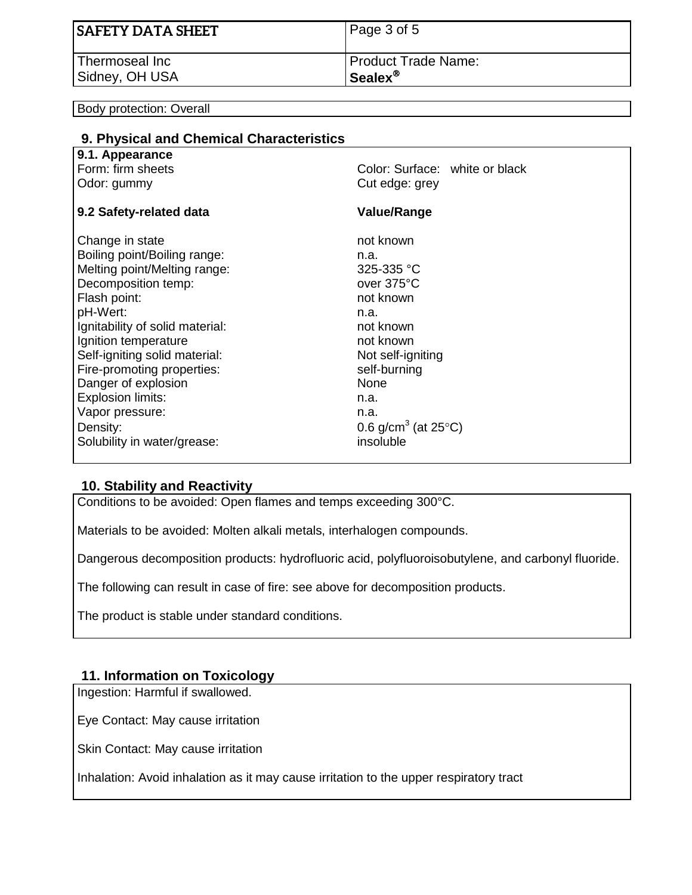Body protection: Overall

## 9. Physical and Chemical Characteristics

**9.1. Appearance**

Form: firm sheets

Odor: gummy

Color: Surface: white or black

Cut edge: grey

| **9.2 Safety-related data** | **Value/Range** |
| --- | --- |
| Change in state | not known |
| Boiling point/Boiling range: | n.a. |
| Melting point/Melting range: | 325-335 °C |
| Decomposition temp: | over 375°C |
| Flash point: | not known |
| pH-Wert: | n.a. |
| Ignitability of solid material: | not known |
| Ignition temperature | not known |
| Self-igniting solid material: | Not self-igniting |
| Fire-promoting properties: | self-burning |
| Danger of explosion | None |
| Explosion limits: | n.a. |
| Vapor pressure: | n.a. |
| Density: | 0.6 g/cm$^3$ (at 25°C) |
| Solubility in water/grease: | insoluble |

## 10. Stability and Reactivity

Conditions to be avoided: Open flames and temps exceeding 300°C.

Materials to be avoided: Molten alkali metals, interhalogen compounds.

Dangerous decomposition products: hydrofluoric acid, polyfluoroisobutylene, and carbonyl fluoride.

The following can result in case of fire: see above for decomposition products.

The product is stable under standard conditions.

## 11. Information on Toxicology

Ingestion: Harmful if swallowed.

Eye Contact: May cause irritation

Skin Contact: May cause irritation

Inhalation: Avoid inhalation as it may cause irritation to the upper respiratory tract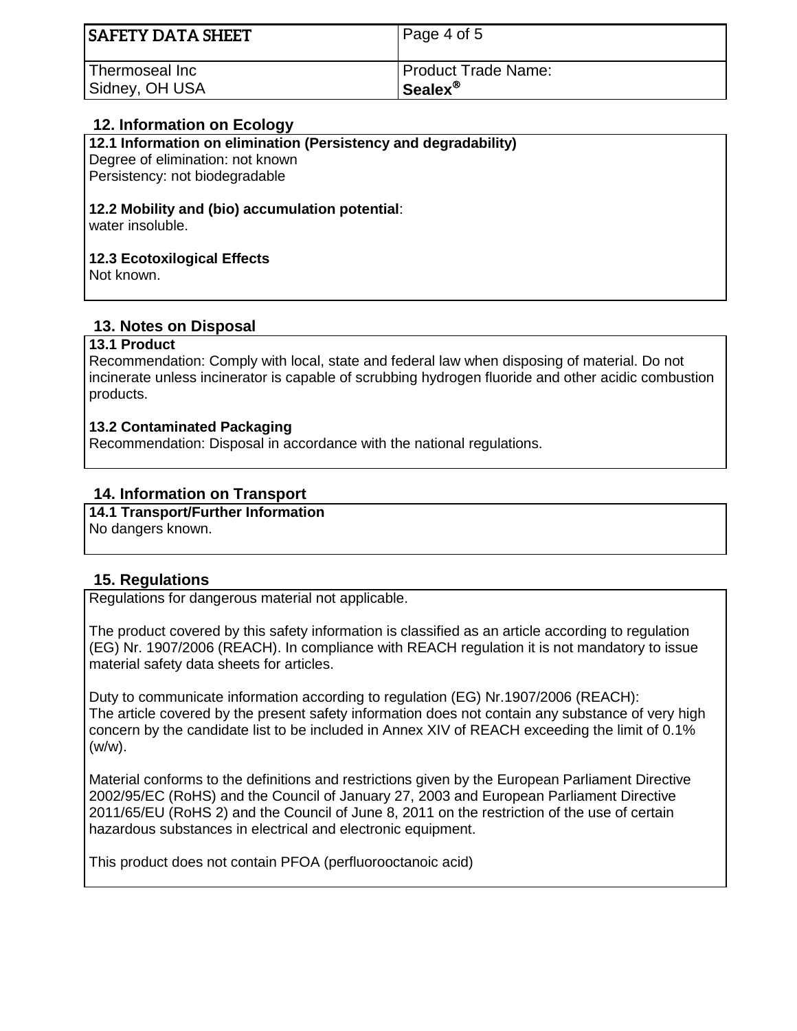## 12. Information on Ecology

**12.1 Information on elimination (Persistency and degradability)**
Degree of elimination: not known
Persistency: not biodegradable

**12.2 Mobility and (bio) accumulation potential**:
water insoluble.

**12.3 Ecotoxilogical Effects**
Not known.

## 13. Notes on Disposal

**13.1 Product**
Recommendation: Comply with local, state and federal law when disposing of material. Do not incinerate unless incinerator is capable of scrubbing hydrogen fluoride and other acidic combustion products.

**13.2 Contaminated Packaging**
Recommendation: Disposal in accordance with the national regulations.

## 14. Information on Transport

**14.1 Transport/Further Information**
No dangers known.

## 15. Regulations

Regulations for dangerous material not applicable.

The product covered by this safety information is classified as an article according to regulation (EG) Nr. 1907/2006 (REACH). In compliance with REACH regulation it is not mandatory to issue material safety data sheets for articles.

Duty to communicate information according to regulation (EG) Nr.1907/2006 (REACH):
The article covered by the present safety information does not contain any substance of very high concern by the candidate list to be included in Annex XIV of REACH exceeding the limit of 0.1% (w/w).

Material conforms to the definitions and restrictions given by the European Parliament Directive 2002/95/EC (RoHS) and the Council of January 27, 2003 and European Parliament Directive 2011/65/EU (RoHS 2) and the Council of June 8, 2011 on the restriction of the use of certain hazardous substances in electrical and electronic equipment.

This product does not contain PFOA (perfluorooctanoic acid)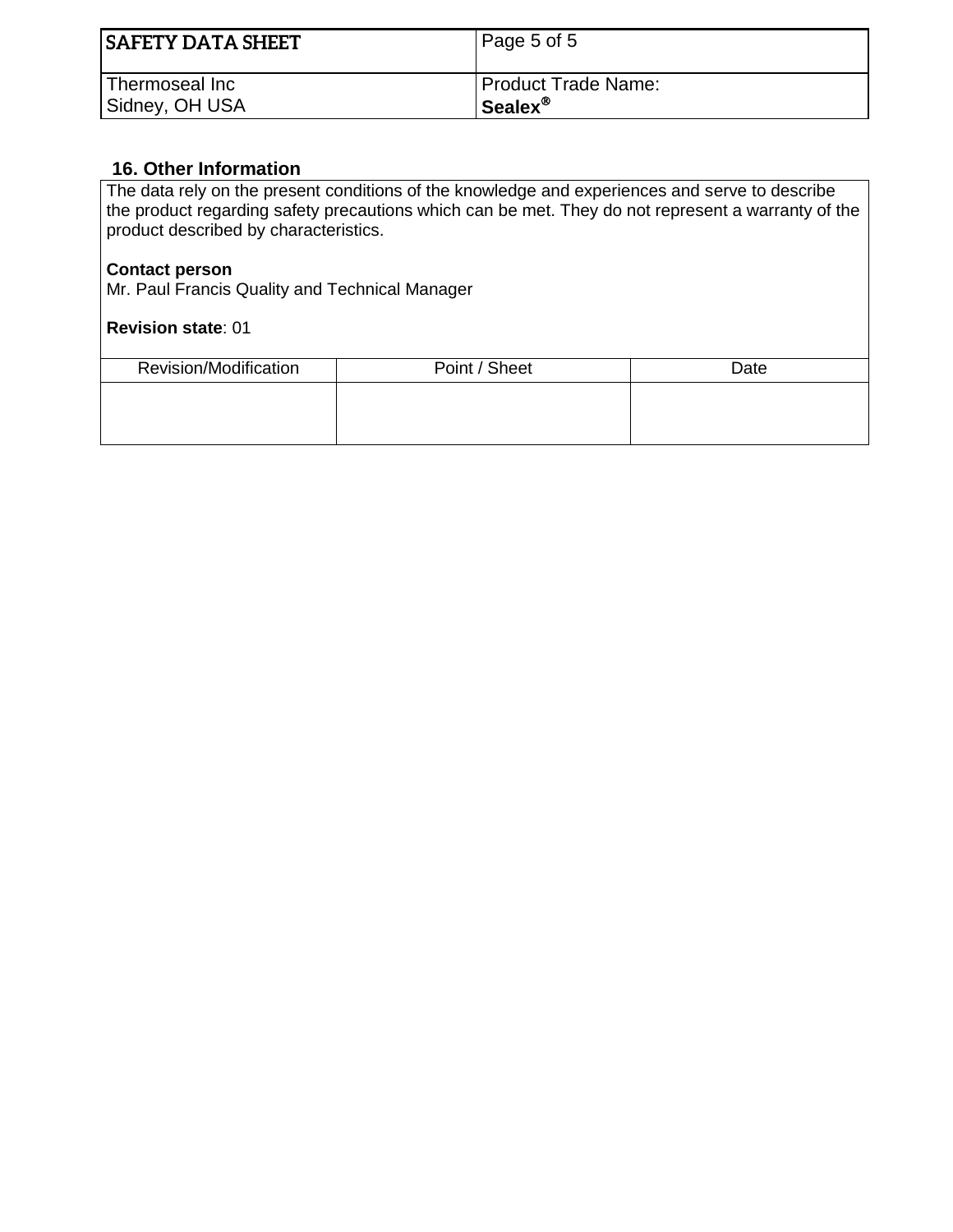## 16. Other Information

The data rely on the present conditions of the knowledge and experiences and serve to describe the product regarding safety precautions which can be met. They do not represent a warranty of the product described by characteristics.

**Contact person**
Mr. Paul Francis Quality and Technical Manager

**Revision state**: 01

| Revision/Modification | Point / Sheet | Date |
|---|---|---|
| | | |